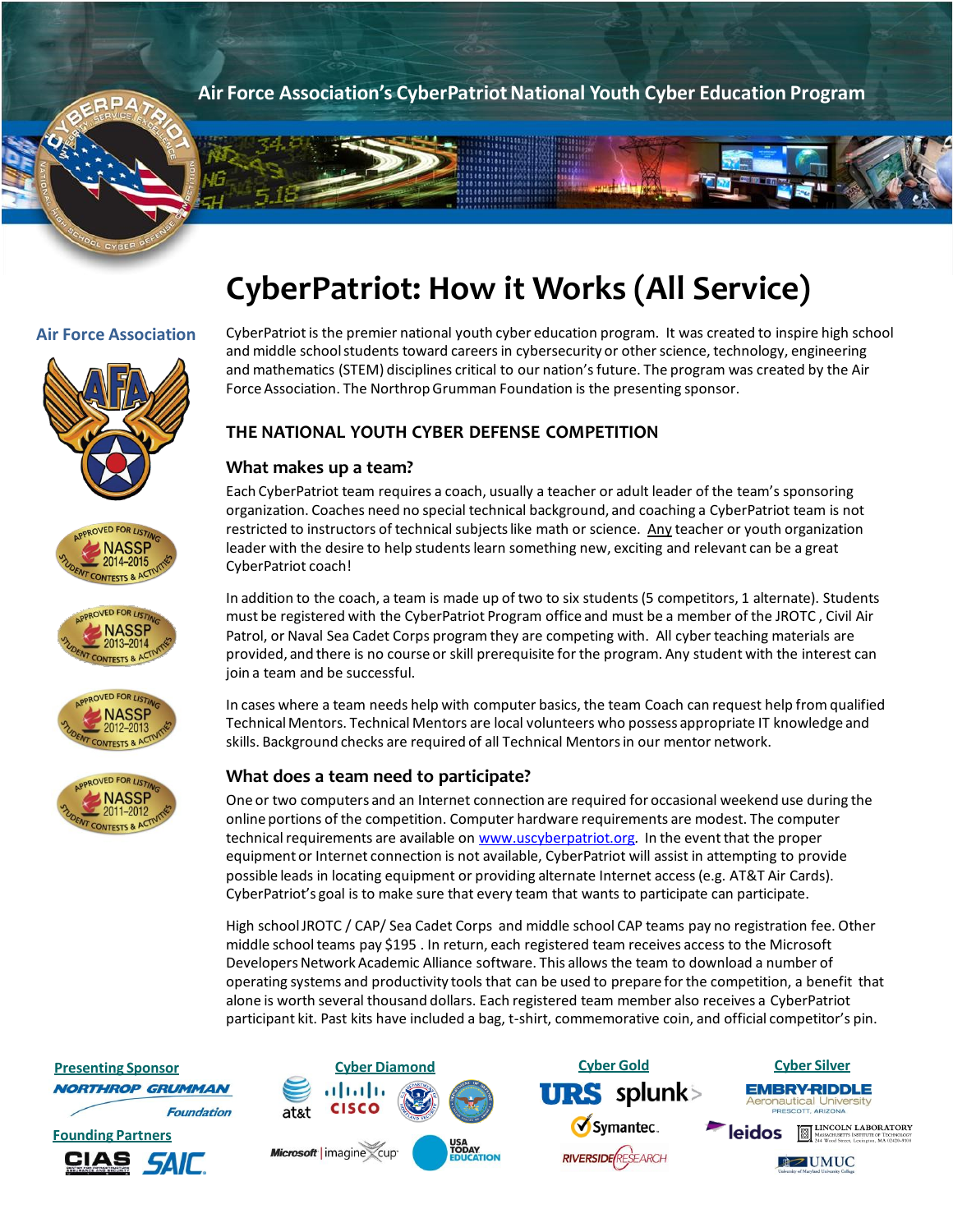Air Force Association's CyberPatriot National Youth Cyber Education Program

# CyberPatriot: How it Works (All Service)

Air Force Association

CyberPatriot is the premier national youth cyber education program. It was created to inspire high school and middle school students toward careers in cybersecurity or other science, technology, engineering and mathematics (STEM) disciplines critical to our nation's future. The program was created by the Air Force Association. The Northrop Grumman Foundation is the presenting sponsor.

## THE NATIONAL YOUTH CYBER DEFENSE COMPETITION

### What makes up a team?

Each CyberPatriot team requires a coach, usually a teacher or adult leader of the team's sponsoring organization. Coaches need no special technical background, and coaching a CyberPatriot team is not restricted to instructors of technical subjects like math or science. Any teacher or youth organization leader with the desire to help students learn something new, exciting and relevant can be a great CyberPatriot coach!

In addition to the coach, a team is made up of two to six students (5 competitors, 1 alternate). Students must be registered with the CyberPatriot Program office and must be a member of the JROTC, Civil Air Patrol, or Naval Sea Cadet Corps program they are competing with. All cyber teaching materials are provided, and there is no course or skill prerequisite for the program. Any student with the interest can join a team and be successful.

In cases where a team needs help with computer basics, the team Coach can request help from qualified Technical Mentors. Technical Mentors are local volunteers who possess appropriate IT knowledge and skills. Background checks are required of all Technical Mentors in our mentor network.

### What does a team need to participate?

One or two computers and an Internet connection are required for occasional weekend use during the online portions of the competition. Computer hardware requirements are modest. The computer technical requirements are available on www.uscyberpatriot.org. In the event that the proper equipment or Internet connection is not available, CyberPatriot will assist in attempting to provide possible leads in locating equipment or providing alternate Internet access (e.g. AT&T Air Cards). CyberPatriot's goal is to make sure that every team that wants to participate can participate.

High school JROTC / CAP/ Sea Cadet Corps and middle school CAP teams pay no registration fee. Other middle school teams pay $195 . In return, each registered team receives access to the Microsoft Developers Network Academic Alliance software. This allows the team to download a number of operating systems and productivity tools that can be used to prepare for the competition, a benefit that alone is worth several thousand dollars. Each registered team member also receives a CyberPatriot participant kit. Past kits have included a bag, t-shirt, commemorative coin, and official competitor's pin.

Presenting Sponsor: Northrop Grumman Foundation

Founding Partners: CIAS, SAIC

Cyber Diamond: AT&T, Cisco, Department of Homeland Security, Department of Defense, Microsoft Imagine Cup, USA Today Education

Cyber Gold: URS, Splunk, Symantec, Riverside Research

Cyber Silver: Embry-Riddle Aeronautical University (Prescott, Arizona), Leidos, Lincoln Laboratory, UMUC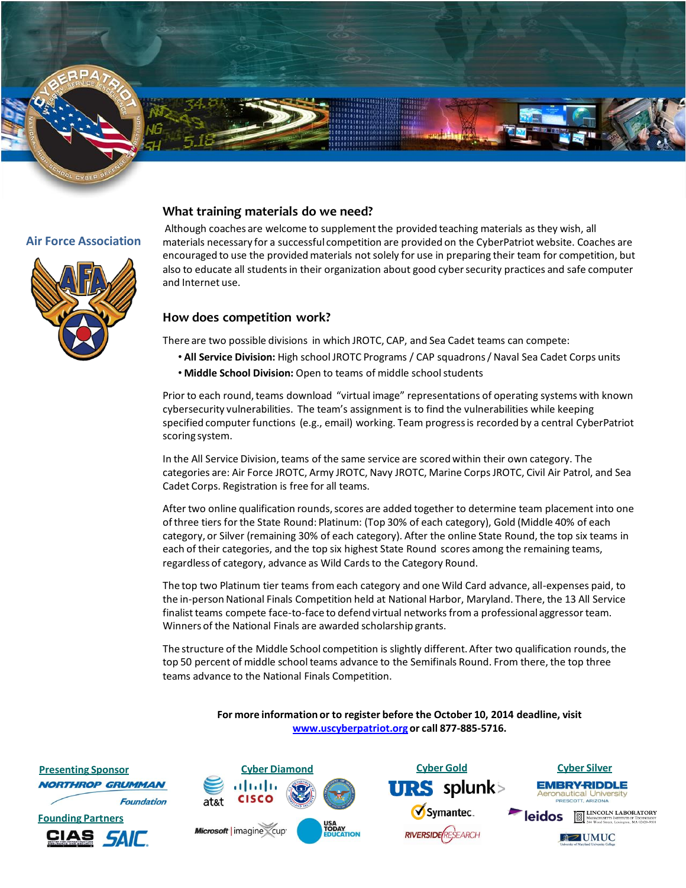Air Force Association

## What training materials do we need?

Although coaches are welcome to supplement the provided teaching materials as they wish, all materials necessary for a successful competition are provided on the CyberPatriot website. Coaches are encouraged to use the provided materials not solely for use in preparing their team for competition, but also to educate all students in their organization about good cyber security practices and safe computer and Internet use.

## How does competition work?

There are two possible divisions in which JROTC, CAP, and Sea Cadet teams can compete:

- **All Service Division:** High school JROTC Programs / CAP squadrons / Naval Sea Cadet Corps units
- **Middle School Division:** Open to teams of middle school students

Prior to each round, teams download "virtual image" representations of operating systems with known cybersecurity vulnerabilities. The team's assignment is to find the vulnerabilities while keeping specified computer functions (e.g., email) working. Team progress is recorded by a central CyberPatriot scoring system.

In the All Service Division, teams of the same service are scored within their own category. The categories are: Air Force JROTC, Army JROTC, Navy JROTC, Marine Corps JROTC, Civil Air Patrol, and Sea Cadet Corps. Registration is free for all teams.

After two online qualification rounds, scores are added together to determine team placement into one of three tiers for the State Round: Platinum: (Top 30% of each category), Gold (Middle 40% of each category, or Silver (remaining 30% of each category). After the online State Round, the top six teams in each of their categories, and the top six highest State Round scores among the remaining teams, regardless of category, advance as Wild Cards to the Category Round.

The top two Platinum tier teams from each category and one Wild Card advance, all-expenses paid, to the in-person National Finals Competition held at National Harbor, Maryland. There, the 13 All Service finalist teams compete face-to-face to defend virtual networks from a professional aggressor team. Winners of the National Finals are awarded scholarship grants.

The structure of the Middle School competition is slightly different. After two qualification rounds, the top 50 percent of middle school teams advance to the Semifinals Round. From there, the top three teams advance to the National Finals Competition.

**For more information or to register before the October 10, 2014 deadline, visit [www.uscyberpatriot.org](http://www.uscyberpatriot.org) or call 877-885-5716.**

Presenting Sponsor

Northrop Grumman Foundation

Founding Partners

CIAS SAIC

Cyber Diamond

at&t Cisco Microsoft | imagine cup USA Today Education

Cyber Gold

URS splunk Symantec. Riverside Research

Cyber Silver

Embry-Riddle Aeronautical University Prescott, Arizona leidos Lincoln Laboratory UMUC